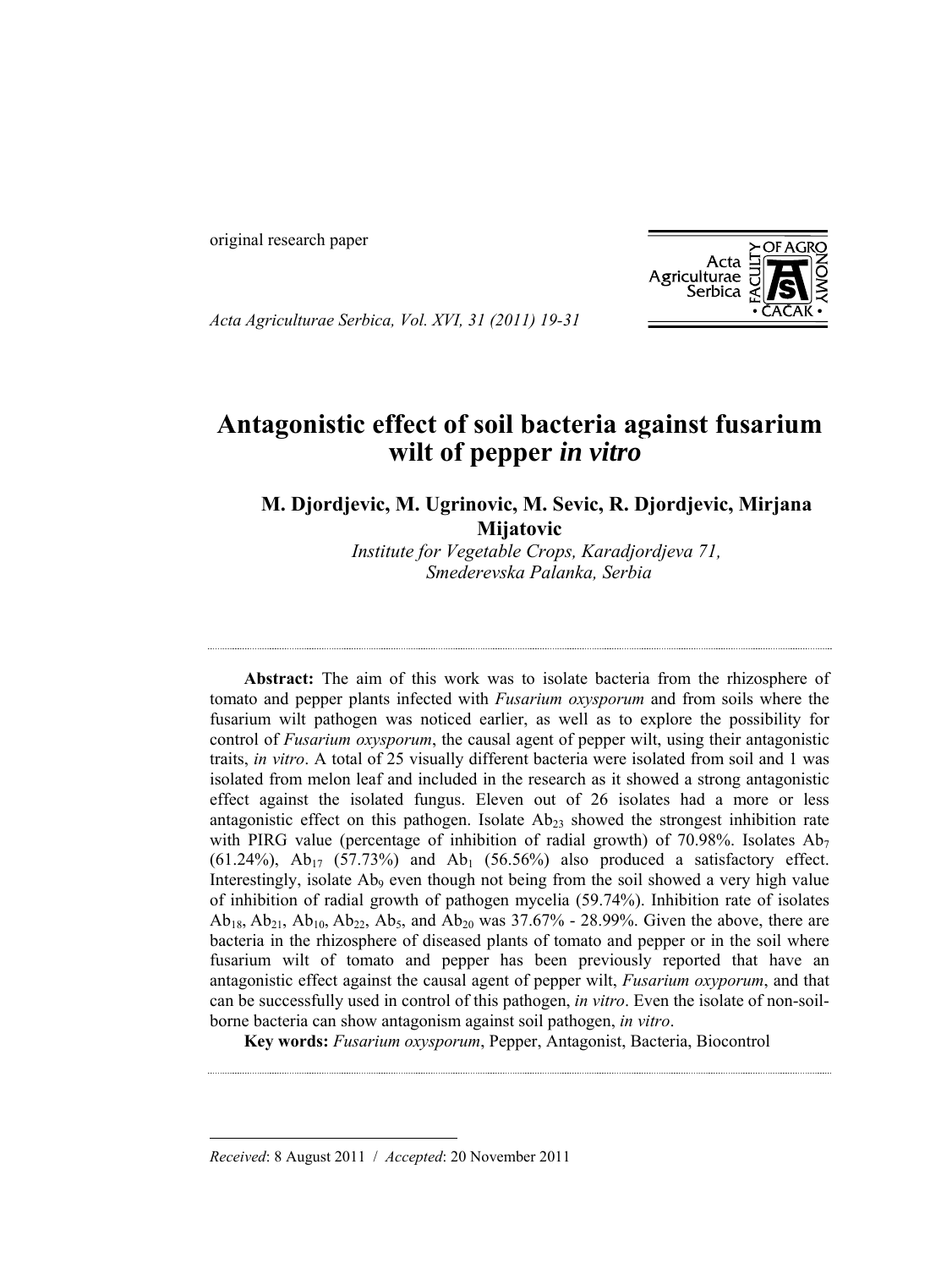original research paper

# Antagonistic effect of soil bacteria against fusarium wilt of pepper *in vitro*

**M. Djordjevic, M. Ugrinovic, M. Sevic, R. Djordjevic, Mirjana Mijatovic**

*Institute for Vegetable Crops, Karadjordjeva 71, Smederevska Palanka, Serbia*

**Abstract:** The aim of this work was to isolate bacteria from the rhizosphere of tomato and pepper plants infected with *Fusarium oxysporum* and from soils where the fusarium wilt pathogen was noticed earlier, as well as to explore the possibility for control of *Fusarium oxysporum*, the causal agent of pepper wilt, using their antagonistic traits, *in vitro*. A total of 25 visually different bacteria were isolated from soil and 1 was isolated from melon leaf and included in the research as it showed a strong antagonistic effect against the isolated fungus. Eleven out of 26 isolates had a more or less antagonistic effect on this pathogen. Isolate $Ab_{23}$ showed the strongest inhibition rate with PIRG value (percentage of inhibition of radial growth) of 70.98%. Isolates $Ab_7$ (61.24%), $Ab_{17}$ (57.73%) and $Ab_1$ (56.56%) also produced a satisfactory effect. Interestingly, isolate $Ab_9$ even though not being from the soil showed a very high value of inhibition of radial growth of pathogen mycelia (59.74%). Inhibition rate of isolates $Ab_{18}$, $Ab_{21}$, $Ab_{10}$, $Ab_{22}$, $Ab_5$, and $Ab_{20}$ was 37.67% - 28.99%. Given the above, there are bacteria in the rhizosphere of diseased plants of tomato and pepper or in the soil where fusarium wilt of tomato and pepper has been previously reported that have an antagonistic effect against the causal agent of pepper wilt, *Fusarium oxyporum*, and that can be successfully used in control of this pathogen, *in vitro*. Even the isolate of non-soil-borne bacteria can show antagonism against soil pathogen, *in vitro*.

**Key words:** *Fusarium oxysporum*, Pepper, Antagonist, Bacteria, Biocontrol

*Received*: 8 August 2011 / *Accepted*: 20 November 2011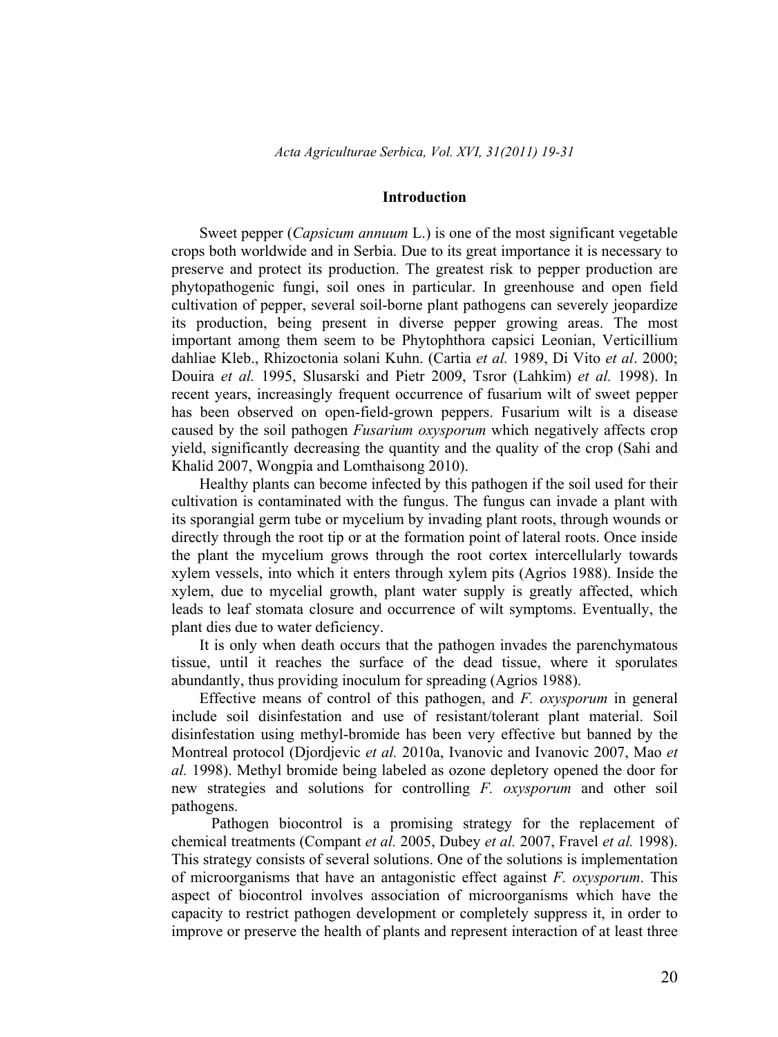## Introduction

Sweet pepper (*Capsicum annuum* L.) is one of the most significant vegetable crops both worldwide and in Serbia. Due to its great importance it is necessary to preserve and protect its production. The greatest risk to pepper production are phytopathogenic fungi, soil ones in particular. In greenhouse and open field cultivation of pepper, several soil-borne plant pathogens can severely jeopardize its production, being present in diverse pepper growing areas. The most important among them seem to be Phytophthora capsici Leonian, Verticillium dahliae Kleb., Rhizoctonia solani Kuhn. (Cartia *et al.* 1989, Di Vito *et al*. 2000; Douira *et al.* 1995, Slusarski and Pietr 2009, Tsror (Lahkim) *et al.* 1998). In recent years, increasingly frequent occurrence of fusarium wilt of sweet pepper has been observed on open-field-grown peppers. Fusarium wilt is a disease caused by the soil pathogen *Fusarium oxysporum* which negatively affects crop yield, significantly decreasing the quantity and the quality of the crop (Sahi and Khalid 2007, Wongpia and Lomthaisong 2010).

Healthy plants can become infected by this pathogen if the soil used for their cultivation is contaminated with the fungus. The fungus can invade a plant with its sporangial germ tube or mycelium by invading plant roots, through wounds or directly through the root tip or at the formation point of lateral roots. Once inside the plant the mycelium grows through the root cortex intercellularly towards xylem vessels, into which it enters through xylem pits (Agrios 1988). Inside the xylem, due to mycelial growth, plant water supply is greatly affected, which leads to leaf stomata closure and occurrence of wilt symptoms. Eventually, the plant dies due to water deficiency.

It is only when death occurs that the pathogen invades the parenchymatous tissue, until it reaches the surface of the dead tissue, where it sporulates abundantly, thus providing inoculum for spreading (Agrios 1988).

Effective means of control of this pathogen, and *F. oxysporum* in general include soil disinfestation and use of resistant/tolerant plant material. Soil disinfestation using methyl-bromide has been very effective but banned by the Montreal protocol (Djordjevic *et al.* 2010a, Ivanovic and Ivanovic 2007, Mao *et al.* 1998). Methyl bromide being labeled as ozone depletory opened the door for new strategies and solutions for controlling *F. oxysporum* and other soil pathogens.

Pathogen biocontrol is a promising strategy for the replacement of chemical treatments (Compant *et al.* 2005, Dubey *et al.* 2007, Fravel *et al.* 1998). This strategy consists of several solutions. One of the solutions is implementation of microorganisms that have an antagonistic effect against *F. oxysporum*. This aspect of biocontrol involves association of microorganisms which have the capacity to restrict pathogen development or completely suppress it, in order to improve or preserve the health of plants and represent interaction of at least three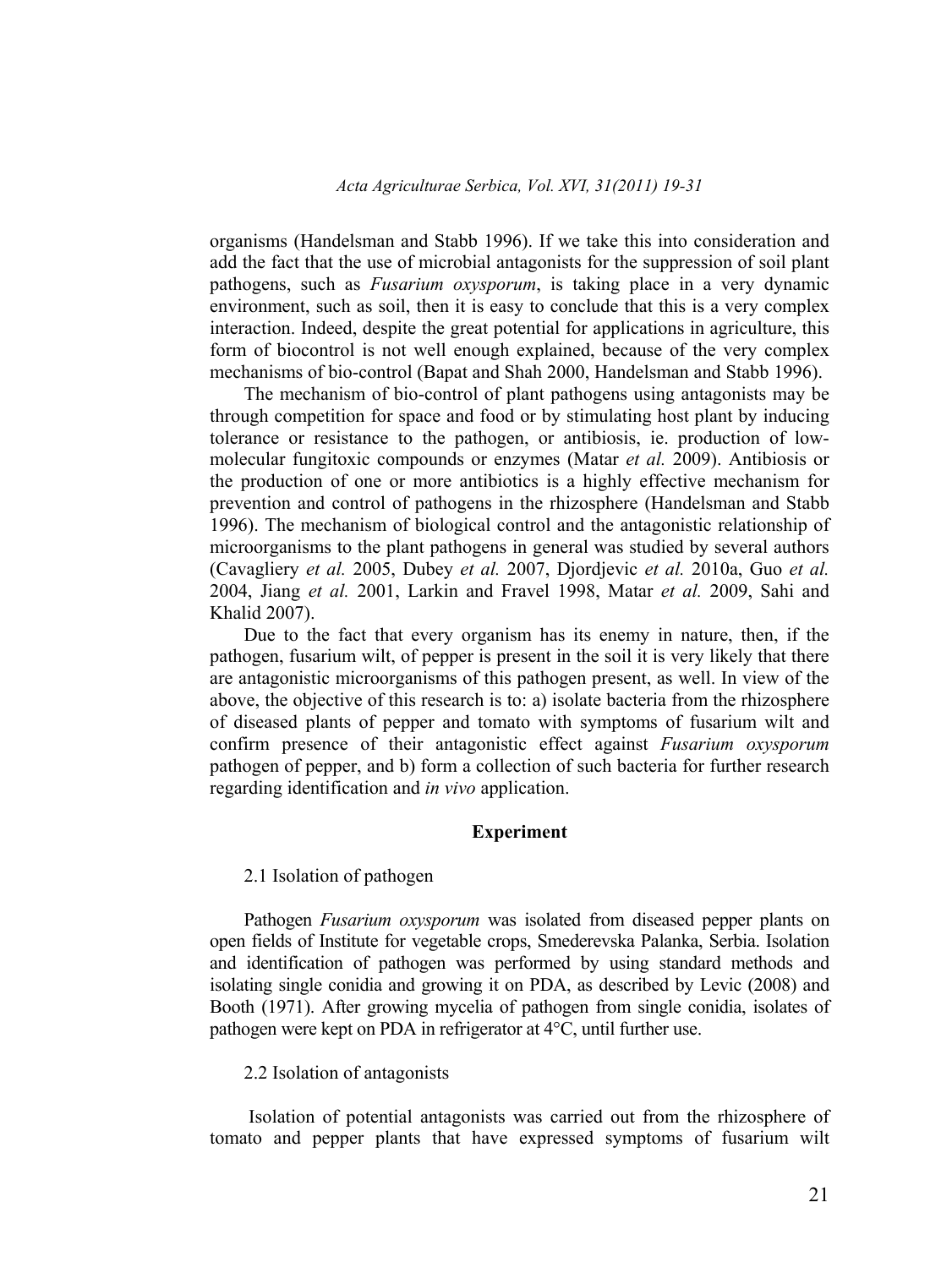organisms (Handelsman and Stabb 1996). If we take this into consideration and add the fact that the use of microbial antagonists for the suppression of soil plant pathogens, such as *Fusarium oxysporum*, is taking place in a very dynamic environment, such as soil, then it is easy to conclude that this is a very complex interaction. Indeed, despite the great potential for applications in agriculture, this form of biocontrol is not well enough explained, because of the very complex mechanisms of bio-control (Bapat and Shah 2000, Handelsman and Stabb 1996).

The mechanism of bio-control of plant pathogens using antagonists may be through competition for space and food or by stimulating host plant by inducing tolerance or resistance to the pathogen, or antibiosis, ie. production of low-molecular fungitoxic compounds or enzymes (Matar *et al.* 2009). Antibiosis or the production of one or more antibiotics is a highly effective mechanism for prevention and control of pathogens in the rhizosphere (Handelsman and Stabb 1996). The mechanism of biological control and the antagonistic relationship of microorganisms to the plant pathogens in general was studied by several authors (Cavagliery *et al.* 2005, Dubey *et al.* 2007, Djordjevic *et al.* 2010a, Guo *et al.* 2004, Jiang *et al.* 2001, Larkin and Fravel 1998, Matar *et al.* 2009, Sahi and Khalid 2007).

Due to the fact that every organism has its enemy in nature, then, if the pathogen, fusarium wilt, of pepper is present in the soil it is very likely that there are antagonistic microorganisms of this pathogen present, as well. In view of the above, the objective of this research is to: a) isolate bacteria from the rhizosphere of diseased plants of pepper and tomato with symptoms of fusarium wilt and confirm presence of their antagonistic effect against *Fusarium oxysporum* pathogen of pepper, and b) form a collection of such bacteria for further research regarding identification and *in vivo* application.

## Experiment

### 2.1 Isolation of pathogen

Pathogen *Fusarium oxysporum* was isolated from diseased pepper plants on open fields of Institute for vegetable crops, Smederevska Palanka, Serbia. Isolation and identification of pathogen was performed by using standard methods and isolating single conidia and growing it on PDA, as described by Levic (2008) and Booth (1971). After growing mycelia of pathogen from single conidia, isolates of pathogen were kept on PDA in refrigerator at 4°C, until further use.

### 2.2 Isolation of antagonists

Isolation of potential antagonists was carried out from the rhizosphere of tomato and pepper plants that have expressed symptoms of fusarium wilt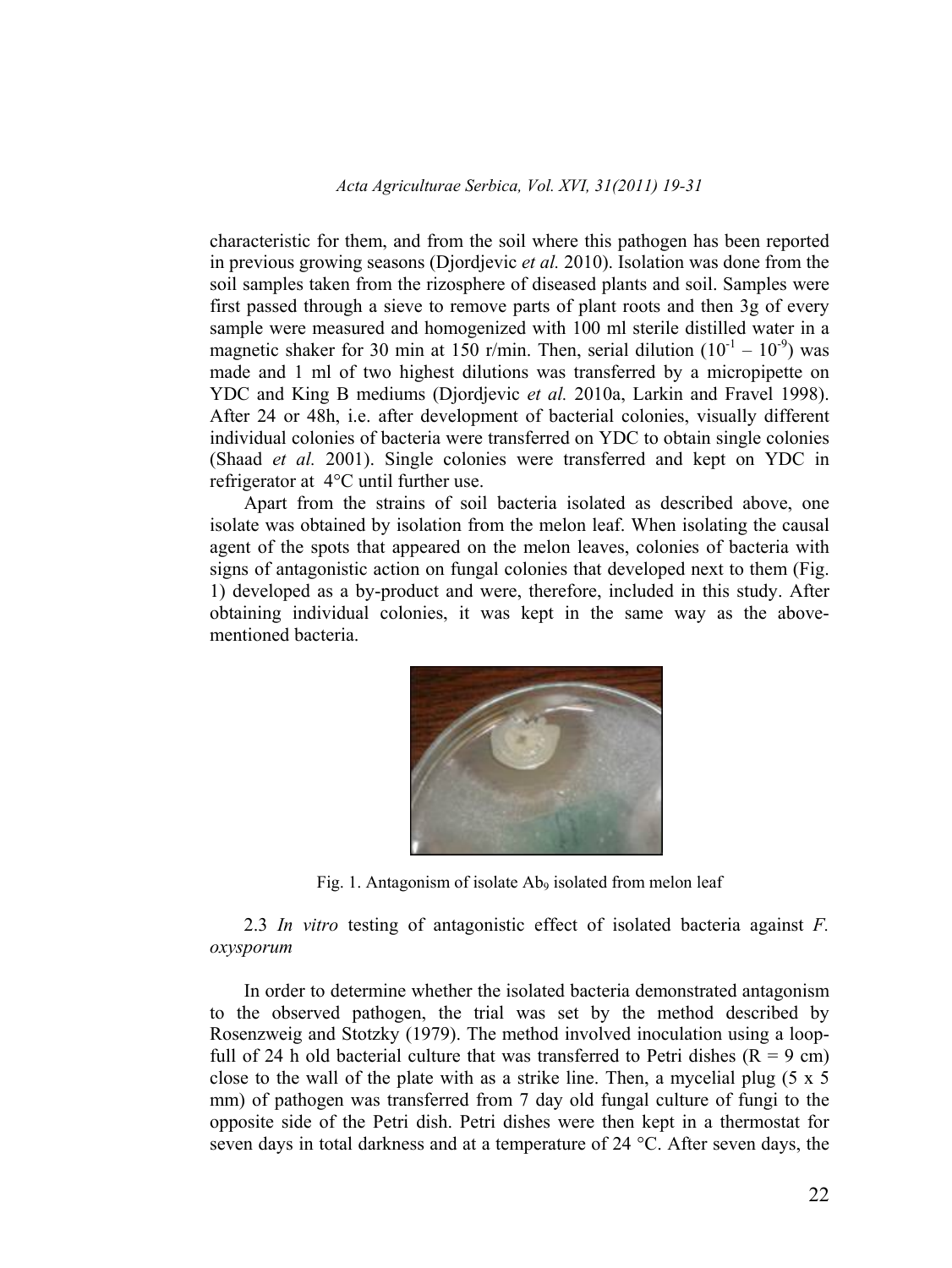characteristic for them, and from the soil where this pathogen has been reported in previous growing seasons (Djordjevic *et al.* 2010). Isolation was done from the soil samples taken from the rizosphere of diseased plants and soil. Samples were first passed through a sieve to remove parts of plant roots and then 3g of every sample were measured and homogenized with 100 ml sterile distilled water in a magnetic shaker for 30 min at 150 r/min. Then, serial dilution ($10^{-1} – 10^{-9}$) was made and 1 ml of two highest dilutions was transferred by a micropipette on YDC and King B mediums (Djordjevic *et al.* 2010a, Larkin and Fravel 1998). After 24 or 48h, i.e. after development of bacterial colonies, visually different individual colonies of bacteria were transferred on YDC to obtain single colonies (Shaad *et al.* 2001). Single colonies were transferred and kept on YDC in refrigerator at 4°C until further use.

Apart from the strains of soil bacteria isolated as described above, one isolate was obtained by isolation from the melon leaf. When isolating the causal agent of the spots that appeared on the melon leaves, colonies of bacteria with signs of antagonistic action on fungal colonies that developed next to them (Fig. 1) developed as a by-product and were, therefore, included in this study. After obtaining individual colonies, it was kept in the same way as the above-mentioned bacteria.

Fig. 1. Antagonism of isolate $Ab_9$ isolated from melon leaf

2.3 *In vitro* testing of antagonistic effect of isolated bacteria against *F. oxysporum*

In order to determine whether the isolated bacteria demonstrated antagonism to the observed pathogen, the trial was set by the method described by Rosenzweig and Stotzky (1979). The method involved inoculation using a loop-full of 24 h old bacterial culture that was transferred to Petri dishes (R = 9 cm) close to the wall of the plate with as a strike line. Then, a mycelial plug (5 x 5 mm) of pathogen was transferred from 7 day old fungal culture of fungi to the opposite side of the Petri dish. Petri dishes were then kept in a thermostat for seven days in total darkness and at a temperature of 24 °C. After seven days, the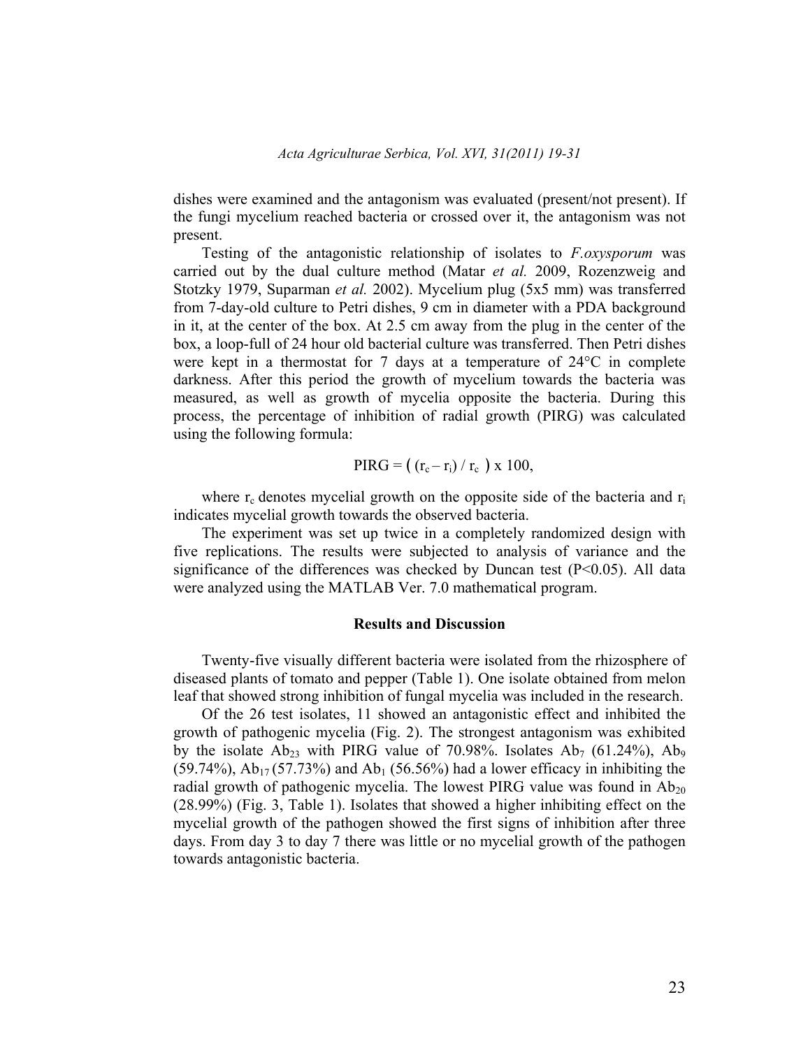dishes were examined and the antagonism was evaluated (present/not present). If the fungi mycelium reached bacteria or crossed over it, the antagonism was not present.

Testing of the antagonistic relationship of isolates to *F.oxysporum* was carried out by the dual culture method (Matar *et al.* 2009, Rozenzweig and Stotzky 1979, Suparman *et al.* 2002). Mycelium plug (5x5 mm) was transferred from 7-day-old culture to Petri dishes, 9 cm in diameter with a PDA background in it, at the center of the box. At 2.5 cm away from the plug in the center of the box, a loop-full of 24 hour old bacterial culture was transferred. Then Petri dishes were kept in a thermostat for 7 days at a temperature of 24°C in complete darkness. After this period the growth of mycelium towards the bacteria was measured, as well as growth of mycelia opposite the bacteria. During this process, the percentage of inhibition of radial growth (PIRG) was calculated using the following formula:

$$\text{PIRG} = \left( (r_c - r_i) / r_c \right) \times 100,$$

where $r_c$ denotes mycelial growth on the opposite side of the bacteria and $r_i$ indicates mycelial growth towards the observed bacteria.

The experiment was set up twice in a completely randomized design with five replications. The results were subjected to analysis of variance and the significance of the differences was checked by Duncan test ($P<0.05$). All data were analyzed using the MATLAB Ver. 7.0 mathematical program.

## Results and Discussion

Twenty-five visually different bacteria were isolated from the rhizosphere of diseased plants of tomato and pepper (Table 1). One isolate obtained from melon leaf that showed strong inhibition of fungal mycelia was included in the research.

Of the 26 test isolates, 11 showed an antagonistic effect and inhibited the growth of pathogenic mycelia (Fig. 2). The strongest antagonism was exhibited by the isolate $Ab_{23}$ with PIRG value of 70.98%. Isolates $Ab_7$ (61.24%), $Ab_9$ (59.74%), $Ab_{17}$ (57.73%) and $Ab_1$ (56.56%) had a lower efficacy in inhibiting the radial growth of pathogenic mycelia. The lowest PIRG value was found in $Ab_{20}$ (28.99%) (Fig. 3, Table 1). Isolates that showed a higher inhibiting effect on the mycelial growth of the pathogen showed the first signs of inhibition after three days. From day 3 to day 7 there was little or no mycelial growth of the pathogen towards antagonistic bacteria.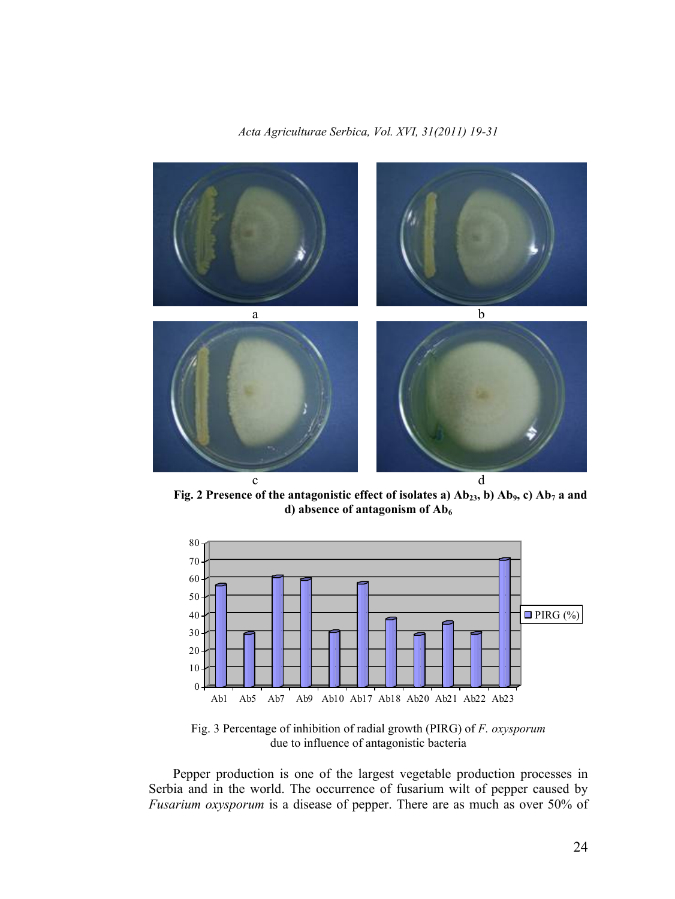a b c d

**Fig. 2 Presence of the antagonistic effect of isolates a) $Ab_{23}$, b) $Ab_9$, c) $Ab_7$ a and d) absence of antagonism of $Ab_6$**

Fig. 3 Percentage of inhibition of radial growth (PIRG) of *F. oxysporum* due to influence of antagonistic bacteria

Pepper production is one of the largest vegetable production processes in Serbia and in the world. The occurrence of fusarium wilt of pepper caused by *Fusarium oxysporum* is a disease of pepper. There are as much as over 50% of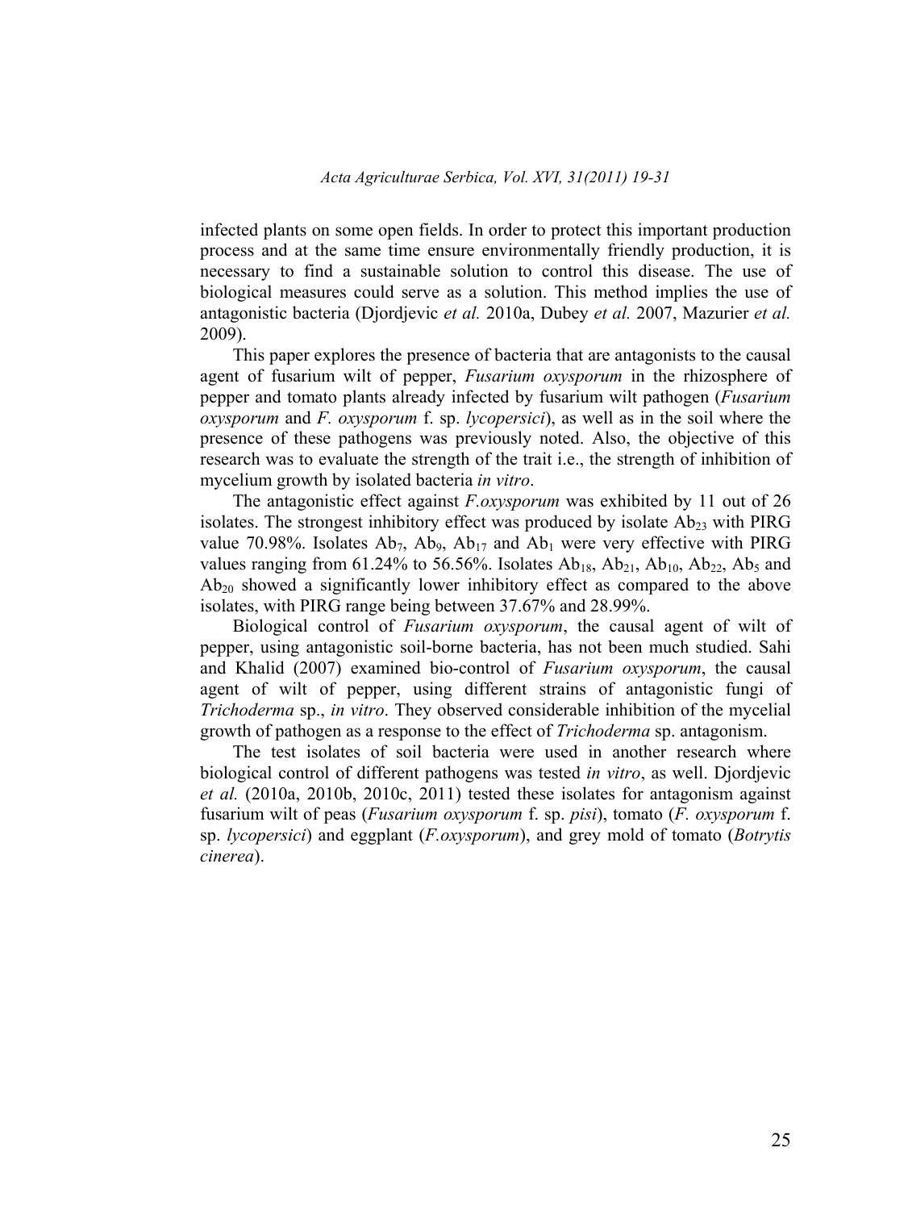infected plants on some open fields. In order to protect this important production process and at the same time ensure environmentally friendly production, it is necessary to find a sustainable solution to control this disease. The use of biological measures could serve as a solution. This method implies the use of antagonistic bacteria (Djordjevic *et al.* 2010a, Dubey *et al.* 2007, Mazurier *et al.* 2009).

This paper explores the presence of bacteria that are antagonists to the causal agent of fusarium wilt of pepper, *Fusarium oxysporum* in the rhizosphere of pepper and tomato plants already infected by fusarium wilt pathogen (*Fusarium oxysporum* and *F. oxysporum* f. sp. *lycopersici*), as well as in the soil where the presence of these pathogens was previously noted. Also, the objective of this research was to evaluate the strength of the trait i.e., the strength of inhibition of mycelium growth by isolated bacteria *in vitro*.

The antagonistic effect against *F.oxysporum* was exhibited by 11 out of 26 isolates. The strongest inhibitory effect was produced by isolate $Ab_{23}$ with PIRG value 70.98%. Isolates $Ab_7$, $Ab_9$, $Ab_{17}$ and $Ab_1$ were very effective with PIRG values ranging from 61.24% to 56.56%. Isolates $Ab_{18}$, $Ab_{21}$, $Ab_{10}$, $Ab_{22}$, $Ab_5$ and $Ab_{20}$ showed a significantly lower inhibitory effect as compared to the above isolates, with PIRG range being between 37.67% and 28.99%.

Biological control of *Fusarium oxysporum*, the causal agent of wilt of pepper, using antagonistic soil-borne bacteria, has not been much studied. Sahi and Khalid (2007) examined bio-control of *Fusarium oxysporum*, the causal agent of wilt of pepper, using different strains of antagonistic fungi of *Trichoderma* sp., *in vitro*. They observed considerable inhibition of the mycelial growth of pathogen as a response to the effect of *Trichoderma* sp. antagonism.

The test isolates of soil bacteria were used in another research where biological control of different pathogens was tested *in vitro*, as well. Djordjevic *et al.* (2010a, 2010b, 2010c, 2011) tested these isolates for antagonism against fusarium wilt of peas (*Fusarium oxysporum* f. sp. *pisi*), tomato (*F. oxysporum* f. sp. *lycopersici*) and eggplant (*F.oxysporum*), and grey mold of tomato (*Botrytis cinerea*).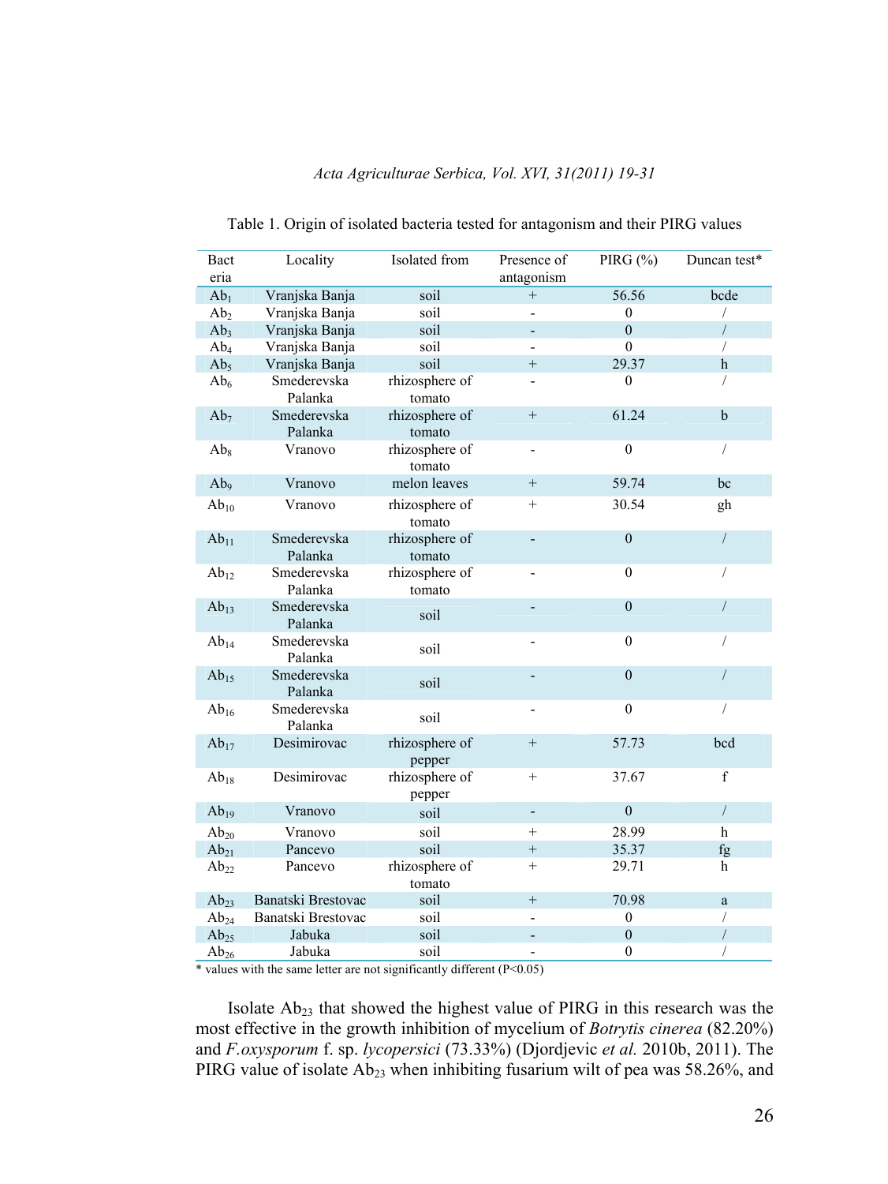Table 1. Origin of isolated bacteria tested for antagonism and their PIRG values

| Bacteria | Locality | Isolated from | Presence of antagonism | PIRG (%) | Duncan test* |
|---|---|---|---|---|---|
| $Ab_1$ | Vranjska Banja | soil | + | 56.56 | bcde |
| $Ab_2$ | Vranjska Banja | soil | - | 0 | / |
| $Ab_3$ | Vranjska Banja | soil | - | 0 | / |
| $Ab_4$ | Vranjska Banja | soil | - | 0 | / |
| $Ab_5$ | Vranjska Banja | soil | + | 29.37 | h |
| $Ab_6$ | Smederevska Palanka | rhizosphere of tomato | - | 0 | / |
| $Ab_7$ | Smederevska Palanka | rhizosphere of tomato | + | 61.24 | b |
| $Ab_8$ | Vranovo | rhizosphere of tomato | - | 0 | / |
| $Ab_9$ | Vranovo | melon leaves | + | 59.74 | bc |
| $Ab_{10}$ | Vranovo | rhizosphere of tomato | + | 30.54 | gh |
| $Ab_{11}$ | Smederevska Palanka | rhizosphere of tomato | - | 0 | / |
| $Ab_{12}$ | Smederevska Palanka | rhizosphere of tomato | - | 0 | / |
| $Ab_{13}$ | Smederevska Palanka | soil | - | 0 | / |
| $Ab_{14}$ | Smederevska Palanka | soil | - | 0 | / |
| $Ab_{15}$ | Smederevska Palanka | soil | - | 0 | / |
| $Ab_{16}$ | Smederevska Palanka | soil | - | 0 | / |
| $Ab_{17}$ | Desimirovac | rhizosphere of pepper | + | 57.73 | bcd |
| $Ab_{18}$ | Desimirovac | rhizosphere of pepper | + | 37.67 | f |
| $Ab_{19}$ | Vranovo | soil | - | 0 | / |
| $Ab_{20}$ | Vranovo | soil | + | 28.99 | h |
| $Ab_{21}$ | Pancevo | soil | + | 35.37 | fg |
| $Ab_{22}$ | Pancevo | rhizosphere of tomato | + | 29.71 | h |
| $Ab_{23}$ | Banatski Brestovac | soil | + | 70.98 | a |
| $Ab_{24}$ | Banatski Brestovac | soil | - | 0 | / |
| $Ab_{25}$ | Jabuka | soil | - | 0 | / |
| $Ab_{26}$ | Jabuka | soil | - | 0 | / |

* values with the same letter are not significantly different (P<0.05)

Isolate $Ab_{23}$ that showed the highest value of PIRG in this research was the most effective in the growth inhibition of mycelium of *Botrytis cinerea* (82.20%) and *F.oxysporum* f. sp. *lycopersici* (73.33%) (Djordjevic *et al.* 2010b, 2011). The PIRG value of isolate $Ab_{23}$ when inhibiting fusarium wilt of pea was 58.26%, and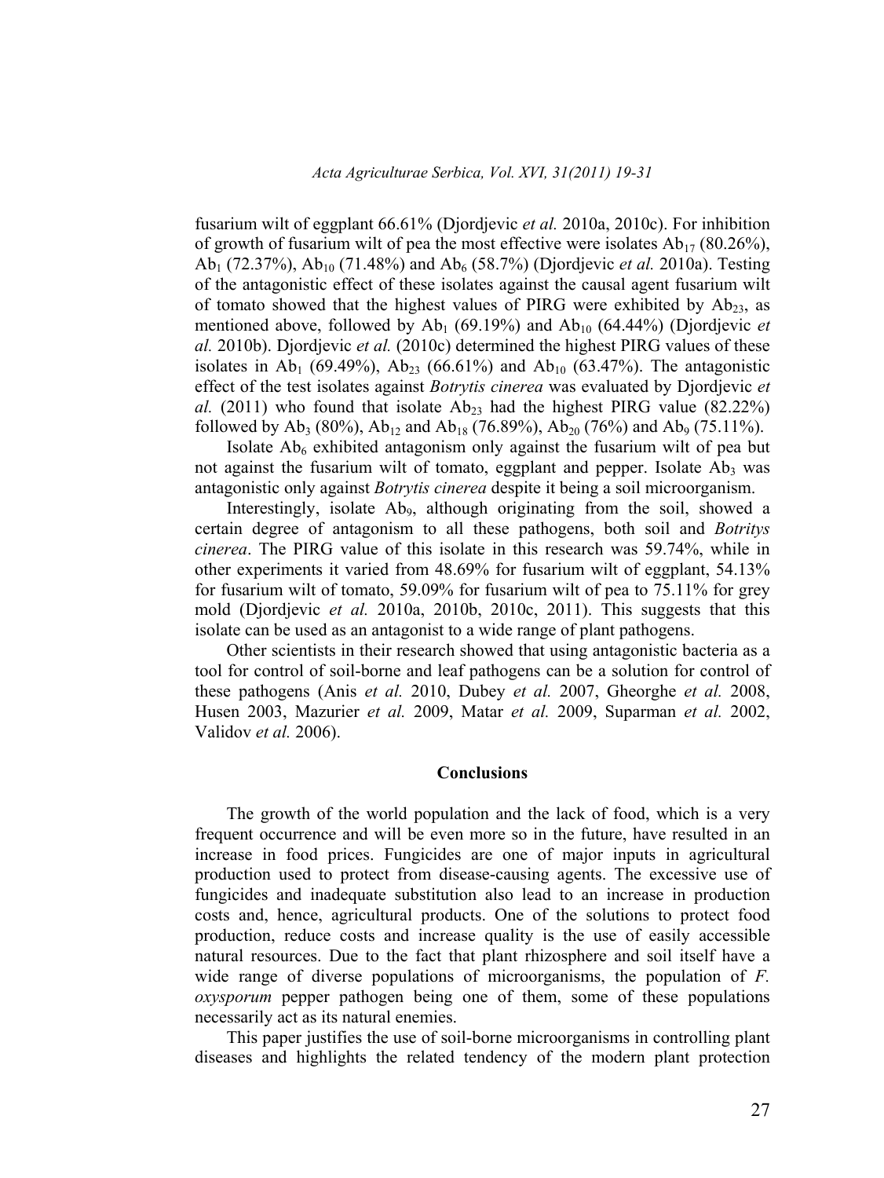fusarium wilt of eggplant 66.61% (Djordjevic *et al.* 2010a, 2010c). For inhibition of growth of fusarium wilt of pea the most effective were isolates $Ab_{17}$ (80.26%), $Ab_1$ (72.37%), $Ab_{10}$ (71.48%) and $Ab_6$ (58.7%) (Djordjevic *et al.* 2010a). Testing of the antagonistic effect of these isolates against the causal agent fusarium wilt of tomato showed that the highest values of PIRG were exhibited by $Ab_{23}$, as mentioned above, followed by $Ab_1$ (69.19%) and $Ab_{10}$ (64.44%) (Djordjevic *et al.* 2010b). Djordjevic *et al.* (2010c) determined the highest PIRG values of these isolates in $Ab_1$ (69.49%), $Ab_{23}$ (66.61%) and $Ab_{10}$ (63.47%). The antagonistic effect of the test isolates against *Botrytis cinerea* was evaluated by Djordjevic *et al.* (2011) who found that isolate $Ab_{23}$ had the highest PIRG value (82.22%) followed by $Ab_3$ (80%), $Ab_{12}$ and $Ab_{18}$ (76.89%), $Ab_{20}$ (76%) and $Ab_9$ (75.11%).

Isolate $Ab_6$ exhibited antagonism only against the fusarium wilt of pea but not against the fusarium wilt of tomato, eggplant and pepper. Isolate $Ab_3$ was antagonistic only against *Botrytis cinerea* despite it being a soil microorganism.

Interestingly, isolate $Ab_9$, although originating from the soil, showed a certain degree of antagonism to all these pathogens, both soil and *Botritys cinerea*. The PIRG value of this isolate in this research was 59.74%, while in other experiments it varied from 48.69% for fusarium wilt of eggplant, 54.13% for fusarium wilt of tomato, 59.09% for fusarium wilt of pea to 75.11% for grey mold (Djordjevic *et al.* 2010a, 2010b, 2010c, 2011). This suggests that this isolate can be used as an antagonist to a wide range of plant pathogens.

Other scientists in their research showed that using antagonistic bacteria as a tool for control of soil-borne and leaf pathogens can be a solution for control of these pathogens (Anis *et al.* 2010, Dubey *et al.* 2007, Gheorghe *et al.* 2008, Husen 2003, Mazurier *et al.* 2009, Matar *et al.* 2009, Suparman *et al.* 2002, Validov *et al.* 2006).

## Conclusions

The growth of the world population and the lack of food, which is a very frequent occurrence and will be even more so in the future, have resulted in an increase in food prices. Fungicides are one of major inputs in agricultural production used to protect from disease-causing agents. The excessive use of fungicides and inadequate substitution also lead to an increase in production costs and, hence, agricultural products. One of the solutions to protect food production, reduce costs and increase quality is the use of easily accessible natural resources. Due to the fact that plant rhizosphere and soil itself have a wide range of diverse populations of microorganisms, the population of *F. oxysporum* pepper pathogen being one of them, some of these populations necessarily act as its natural enemies.

This paper justifies the use of soil-borne microorganisms in controlling plant diseases and highlights the related tendency of the modern plant protection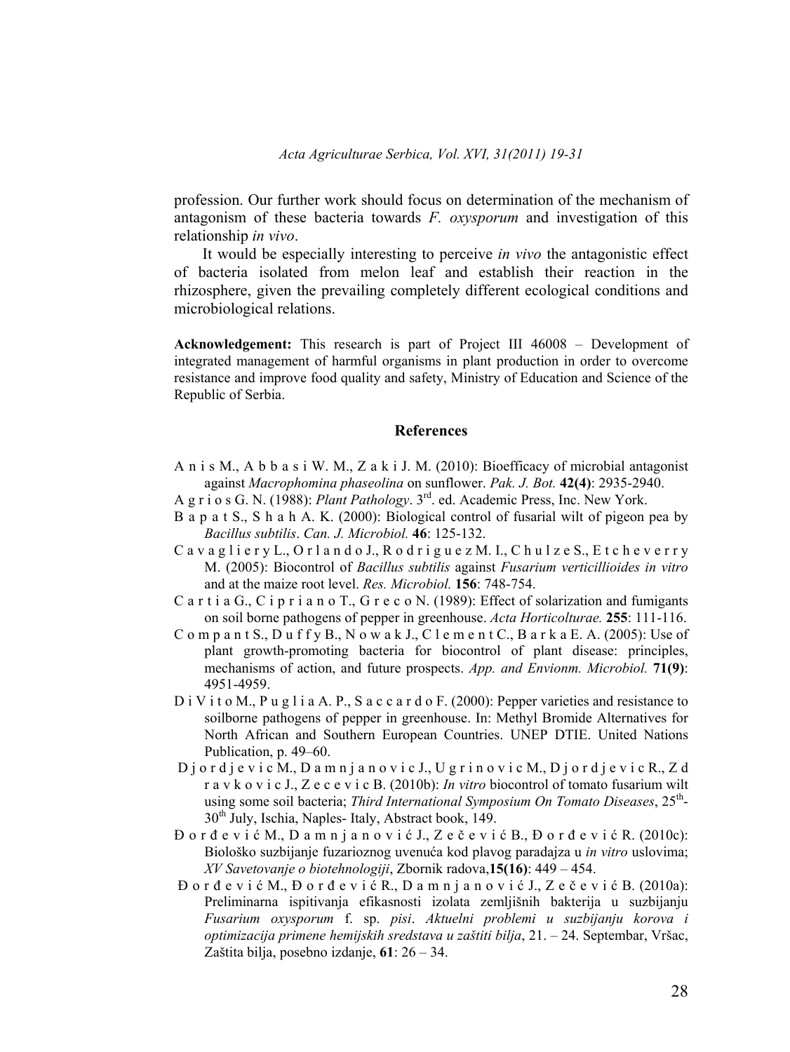profession. Our further work should focus on determination of the mechanism of antagonism of these bacteria towards *F. oxysporum* and investigation of this relationship *in vivo*.

It would be especially interesting to perceive *in vivo* the antagonistic effect of bacteria isolated from melon leaf and establish their reaction in the rhizosphere, given the prevailing completely different ecological conditions and microbiological relations.

**Acknowledgement:** This research is part of Project III 46008 – Development of integrated management of harmful organisms in plant production in order to overcome resistance and improve food quality and safety, Ministry of Education and Science of the Republic of Serbia.

## References

A n i s M., A b b a s i W. M., Z a k i J. M. (2010): Bioefficacy of microbial antagonist against *Macrophomina phaseolina* on sunflower. *Pak. J. Bot.* **42(4)**: 2935-2940.

A g r i o s G. N. (1988): *Plant Pathology*. 3rd. ed. Academic Press, Inc. New York.

B a p a t S., S h a h A. K. (2000): Biological control of fusarial wilt of pigeon pea by *Bacillus subtilis*. *Can. J. Microbiol.* **46**: 125-132.

C a v a g l i e r y L., O r l a n d o J., R o d r i g u e z M. I., C h u l z e S., E t c h e v e r r y M. (2005): Biocontrol of *Bacillus subtilis* against *Fusarium verticillioides in vitro* and at the maize root level. *Res. Microbiol.* **156**: 748-754.

C a r t i a G., C i p r i a n o T., G r e c o N. (1989): Effect of solarization and fumigants on soil borne pathogens of pepper in greenhouse. *Acta Horticolturae.* **255**: 111-116.

C o m p a n t S., D u f f y B., N o w a k J., C l e m e n t C., B a r k a E. A. (2005): Use of plant growth-promoting bacteria for biocontrol of plant disease: principles, mechanisms of action, and future prospects. *App. and Envionm. Microbiol.* **71(9)**: 4951-4959.

D i V i t o M., P u g l i a A. P., S a c c a r d o F. (2000): Pepper varieties and resistance to soilborne pathogens of pepper in greenhouse. In: Methyl Bromide Alternatives for North African and Southern European Countries. UNEP DTIE. United Nations Publication, p. 49–60.

D j o r d j e v i c M., D a m n j a n o v i c J., U g r i n o v i c M., D j o r d j e v i c R., Z d r a v k o v i c J., Z e c e v i c B. (2010b): *In vitro* biocontrol of tomato fusarium wilt using some soil bacteria; *Third International Symposium On Tomato Diseases*, 25th-30th July, Ischia, Naples- Italy, Abstract book, 149.

Đ o r đ e v i ć M., D a m n j a n o v i ć J., Z e č e v i ć B., Đ o r đ e v i ć R. (2010c): Biološko suzbijanje fuzarioznog uvenuća kod plavog paradajza u *in vitro* uslovima; *XV Savetovanje o biotehnologiji*, Zbornik radova,**15(16)**: 449 – 454.

Đ o r đ e v i ć M., Đ o r đ e v i ć R., D a m n j a n o v i ć J., Z e č e v i ć B. (2010a): Preliminarna ispitivanja efikasnosti izolata zemljišnih bakterija u suzbijanju *Fusarium oxysporum* f. sp. *pisi*. *Aktuelni problemi u suzbijanju korova i optimizacija primene hemijskih sredstava u zaštiti bilja*, 21. – 24. Septembar, Vršac, Zaštita bilja, posebno izdanje, **61**: 26 – 34.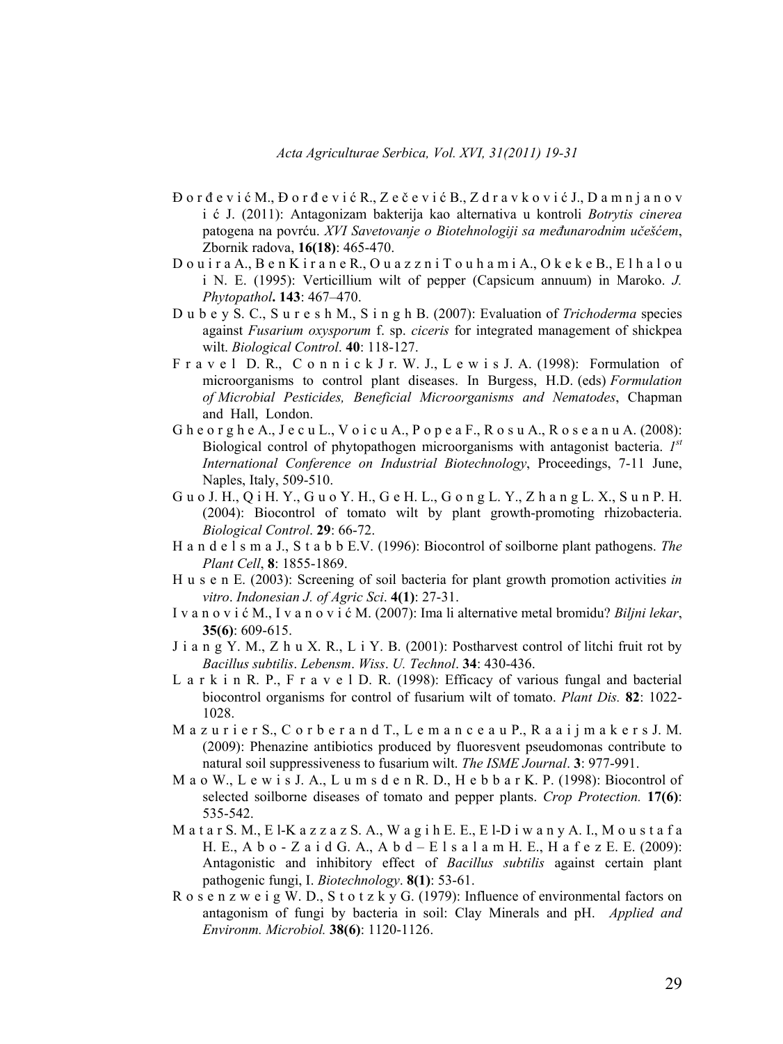Đorđević M., Đorđević R., Zečević B., Zdravković J., Damnjanović J. (2011): Antagonizam bakterija kao alternativa u kontroli *Botrytis cinerea* patogena na povrću. *XVI Savetovanje o Biotehnologiji sa međunarodnim učešćem*, Zbornik radova, **16(18)**: 465-470.

Douira A., Ben Kirane R., Ouazzni Touhami A., Okeke B., Elhaloui N. E. (1995): Verticillium wilt of pepper (Capsicum annuum) in Maroko. *J. Phytopathol***. 143**: 467–470.

Dubey S. C., Suresh M., Singh B. (2007): Evaluation of *Trichoderma* species against *Fusarium oxysporum* f. sp. *ciceris* for integrated management of shickpea wilt. *Biological Control*. **40**: 118-127.

Fravel D. R., Connick Jr. W. J., Lewis J. A. (1998): Formulation of microorganisms to control plant diseases. In Burgess, H.D. (eds) *Formulation of Microbial Pesticides, Beneficial Microorganisms and Nematodes*, Chapman and Hall, London.

Gheorghe A., Jecu L., Voicu A., Popea F., Rosu A., Roseanu A. (2008): Biological control of phytopathogen microorganisms with antagonist bacteria. *1st International Conference on Industrial Biotechnology*, Proceedings, 7-11 June, Naples, Italy, 509-510.

Guo J. H., Qi H. Y., Guo Y. H., Ge H. L., Gong L. Y., Zhang L. X., Sun P. H. (2004): Biocontrol of tomato wilt by plant growth-promoting rhizobacteria. *Biological Control*. **29**: 66-72.

Handelsma J., Stabb E.V. (1996): Biocontrol of soilborne plant pathogens. *The Plant Cell*, **8**: 1855-1869.

Husen E. (2003): Screening of soil bacteria for plant growth promotion activities *in vitro*. *Indonesian J. of Agric Sci*. **4(1)**: 27-31.

Ivanović M., Ivanović M. (2007): Ima li alternative metal bromidu? *Biljni lekar*, **35(6)**: 609-615.

Jiang Y. M., Zhu X. R., Li Y. B. (2001): Postharvest control of litchi fruit rot by *Bacillus subtilis*. *Lebensm*. *Wiss*. *U. Technol*. **34**: 430-436.

Larkin R. P., Fravel D. R. (1998): Efficacy of various fungal and bacterial biocontrol organisms for control of fusarium wilt of tomato. *Plant Dis.* **82**: 1022-1028.

Mazurier S., Corberand T., Lemanceau P., Raaijmakers J. M. (2009): Phenazine antibiotics produced by fluoresvent pseudomonas contribute to natural soil suppressiveness to fusarium wilt. *The ISME Journal*. **3**: 977-991.

Mao W., Lewis J. A., Lumsden R. D., Hebbar K. P. (1998): Biocontrol of selected soilborne diseases of tomato and pepper plants. *Crop Protection.* **17(6)**: 535-542.

Matar S. M., El-Kazzaz S. A., Wagih E. E., El-Diwany A. I., Moustafa H. E., Abo-Zaid G. A., Abd – Elsalam H. E., Hafez E. E. (2009): Antagonistic and inhibitory effect of *Bacillus subtilis* against certain plant pathogenic fungi, I. *Biotechnology*. **8(1)**: 53-61.

Rosenzweig W. D., Stotzky G. (1979): Influence of environmental factors on antagonism of fungi by bacteria in soil: Clay Minerals and pH. *Applied and Environm. Microbiol.* **38(6)**: 1120-1126.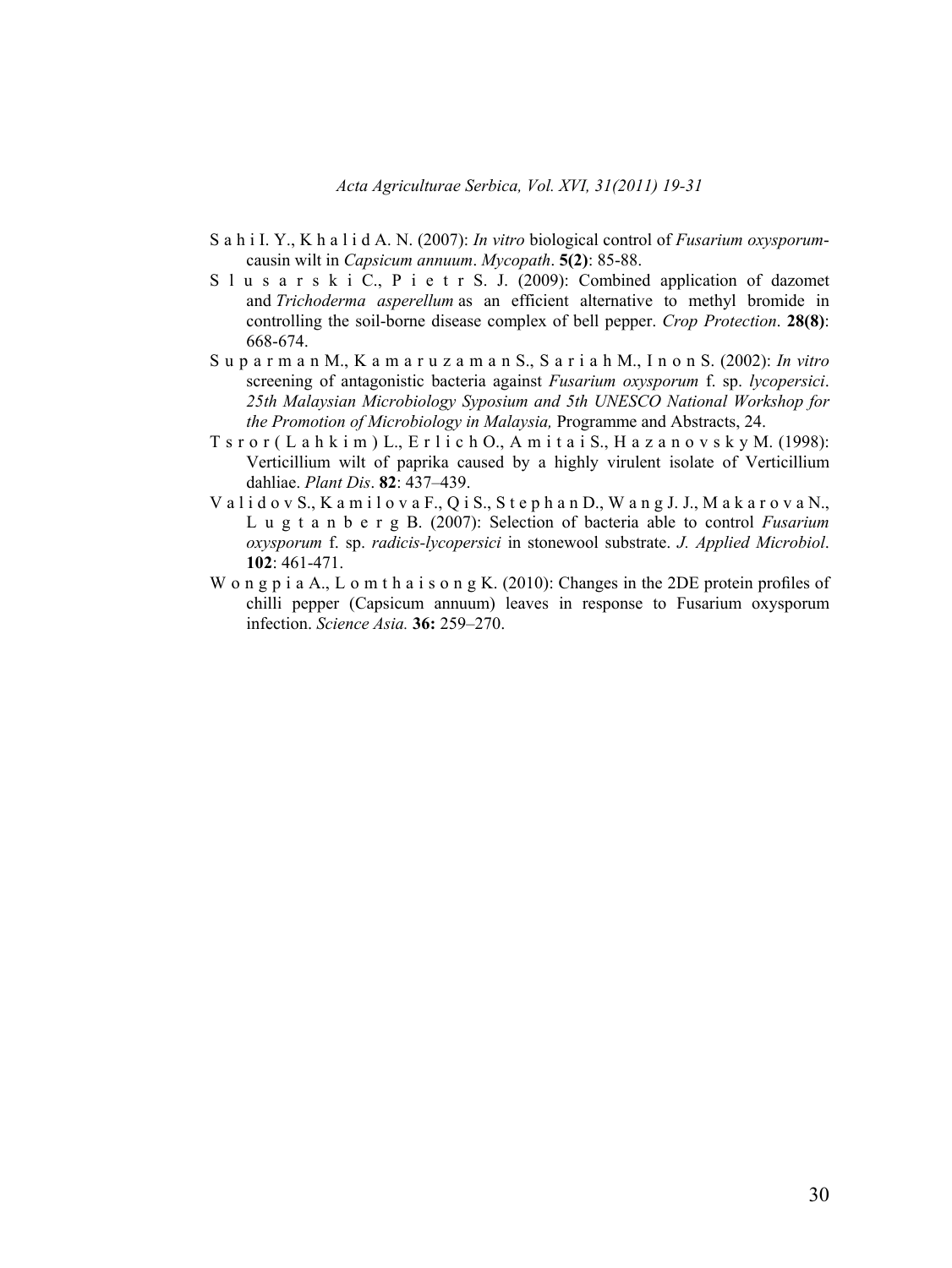S a h i I. Y., K h a l i d A. N. (2007): *In vitro* biological control of *Fusarium oxysporum*-causin wilt in *Capsicum annuum*. *Mycopath*. **5(2)**: 85-88.

S l u s a r s k i C., P i e t r S. J. (2009): Combined application of dazomet and *Trichoderma asperellum* as an efficient alternative to methyl bromide in controlling the soil-borne disease complex of bell pepper. *Crop Protection*. **28(8)**: 668-674.

S u p a r m a n M., K a m a r u z a m a n S., S a r i a h M., I n o n S. (2002): *In vitro* screening of antagonistic bacteria against *Fusarium oxysporum* f. sp. *lycopersici*. *25th Malaysian Microbiology Syposium and 5th UNESCO National Workshop for the Promotion of Microbiology in Malaysia,* Programme and Abstracts, 24.

T s r o r ( L a h k i m ) L., E r l i c h O., A m i t a i S., H a z a n o v s k y M. (1998): Verticillium wilt of paprika caused by a highly virulent isolate of Verticillium dahliae. *Plant Dis*. **82**: 437–439.

V a l i d o v S., K a m i l o v a F., Q i S., S t e p h a n D., W a n g J. J., M a k a r o v a N., L u g t a n b e r g B. (2007): Selection of bacteria able to control *Fusarium oxysporum* f. sp. *radicis-lycopersici* in stonewool substrate. *J. Applied Microbiol*. **102**: 461-471.

W o n g p i a A., L o m t h a i s o n g K. (2010): Changes in the 2DE protein profiles of chilli pepper (Capsicum annuum) leaves in response to Fusarium oxysporum infection. *Science Asia.* **36:** 259–270.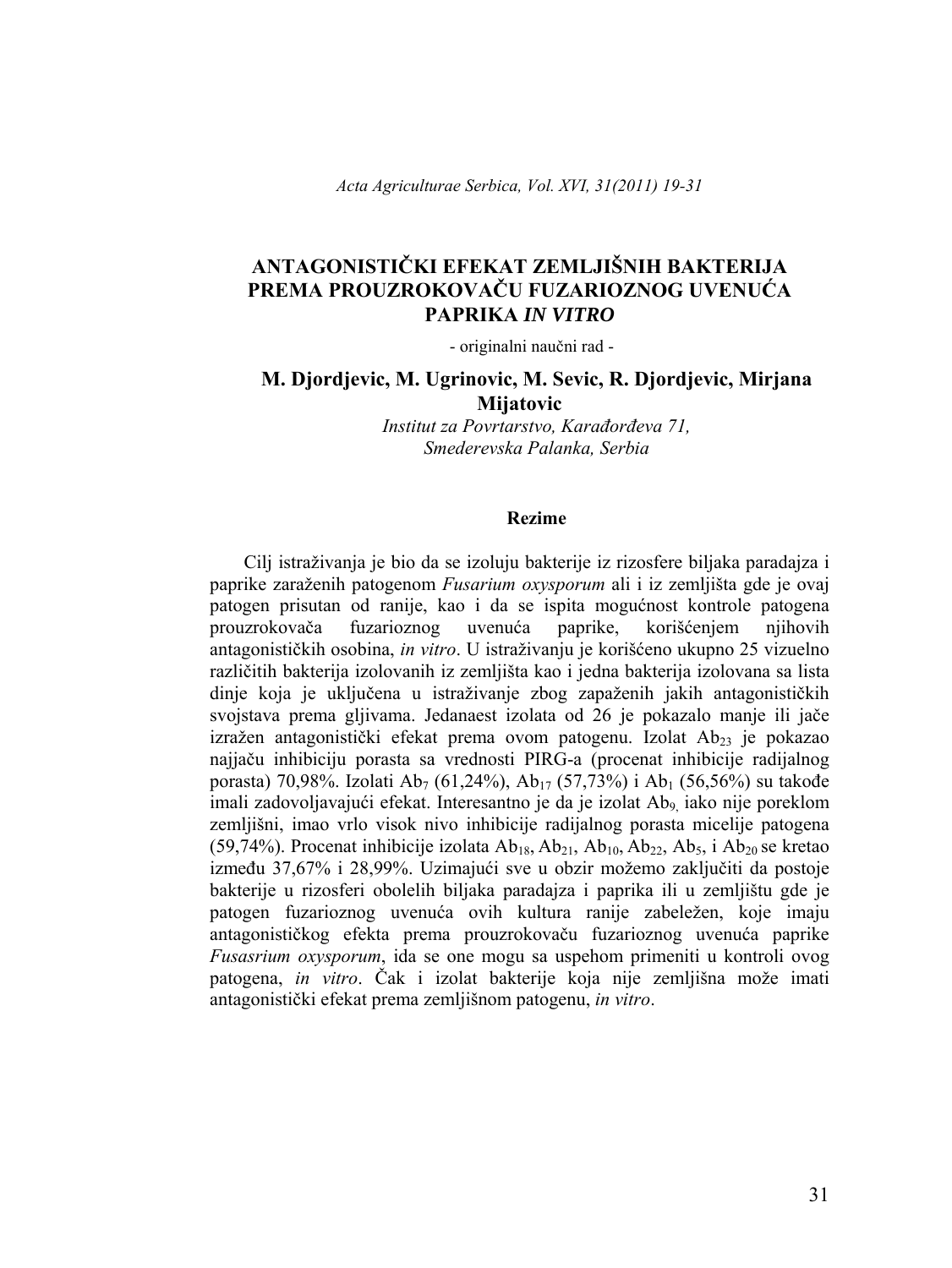# ANTAGONISTIČKI EFEKAT ZEMLJIŠNIH BAKTERIJA PREMA PROUZROKOVAČU FUZARIOZNOG UVENUĆA PAPRIKA *IN VITRO*

- originalni naučni rad -

**M. Djordjevic, M. Ugrinovic, M. Sevic, R. Djordjevic, Mirjana Mijatovic**

*Institut za Povrtarstvo, Karađorđeva 71, Smederevska Palanka, Serbia*

### Rezime

Cilj istraživanja je bio da se izoluju bakterije iz rizosfere biljaka paradajza i paprike zaraženih patogenom *Fusarium oxysporum* ali i iz zemljišta gde je ovaj patogen prisutan od ranije, kao i da se ispita mogućnost kontrole patogena prouzrokovača fuzarioznog uvenuća paprike, korišćenjem njihovih antagonističkih osobina, *in vitro*. U istraživanju je korišćeno ukupno 25 vizuelno različitih bakterija izolovanih iz zemljišta kao i jedna bakterija izolovana sa lista dinje koja je uključena u istraživanje zbog zapaženih jakih antagonističkih svojstava prema gljivama. Jedanaest izolata od 26 je pokazalo manje ili jače izražen antagonistički efekat prema ovom patogenu. Izolat $Ab_{23}$ je pokazao najjaču inhibiciju porasta sa vrednosti PIRG-a (procenat inhibicije radijalnog porasta) 70,98%. Izolati $Ab_7$ (61,24%), $Ab_{17}$ (57,73%) i $Ab_1$ (56,56%) su takođe imali zadovoljavajući efekat. Interesantno je da je izolat $Ab_{9,}$ iako nije poreklom zemljišni, imao vrlo visok nivo inhibicije radijalnog porasta micelije patogena (59,74%). Procenat inhibicije izolata $Ab_{18}$, $Ab_{21}$, $Ab_{10}$, $Ab_{22}$, $Ab_5$, i $Ab_{20}$ se kretao između 37,67% i 28,99%. Uzimajući sve u obzir možemo zaključiti da postoje bakterije u rizosferi obolelih biljaka paradajza i paprika ili u zemljištu gde je patogen fuzarioznog uvenuća ovih kultura ranije zabeležen, koje imaju antagonističkog efekta prema prouzrokovaču fuzarioznog uvenuća paprike *Fusasrium oxysporum*, ida se one mogu sa uspehom primeniti u kontroli ovog patogena, *in vitro*. Čak i izolat bakterije koja nije zemljišna može imati antagonistički efekat prema zemljišnom patogenu, *in vitro*.